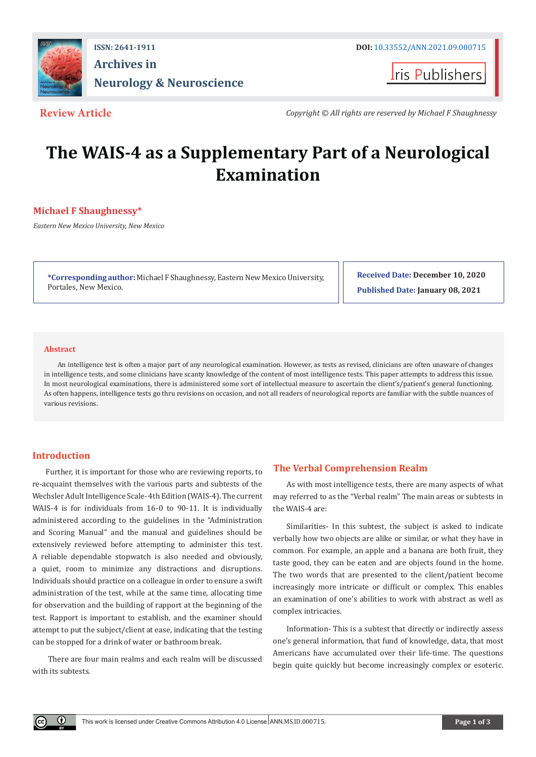**Review Article**

*Copyright © All rights are reserved by Michael F Shaughnessy*

# The WAIS-4 as a Supplementary Part of a Neurological Examination

**Michael F Shaughnessy***

*Eastern New Mexico University, New Mexico*

***Corresponding author:** Michael F Shaughnessy, Eastern New Mexico University, Portales, New Mexico.

**Received Date:** December 10, 2020

**Published Date:** January 08, 2021

## Abstract

An intelligence test is often a major part of any neurological examination. However, as tests as revised, clinicians are often unaware of changes in intelligence tests, and some clinicians have scanty knowledge of the content of most intelligence tests. This paper attempts to address this issue. In most neurological examinations, there is administered some sort of intellectual measure to ascertain the client's/patient's general functioning. As often happens, intelligence tests go thru revisions on occasion, and not all readers of neurological reports are familiar with the subtle nuances of various revisions.

## Introduction

Further, it is important for those who are reviewing reports, to re-acquaint themselves with the various parts and subtests of the Wechsler Adult Intelligence Scale- 4th Edition (WAIS-4). The current WAIS-4 is for individuals from 16-0 to 90-11. It is individually administered according to the guidelines in the "Administration and Scoring Manual" and the manual and guidelines should be extensively reviewed before attempting to administer this test. A reliable dependable stopwatch is also needed and obviously, a quiet, room to minimize any distractions and disruptions. Individuals should practice on a colleague in order to ensure a swift administration of the test, while at the same time, allocating time for observation and the building of rapport at the beginning of the test. Rapport is important to establish, and the examiner should attempt to put the subject/client at ease, indicating that the testing can be stopped for a drink of water or bathroom break.

There are four main realms and each realm will be discussed with its subtests.

## The Verbal Comprehension Realm

As with most intelligence tests, there are many aspects of what may referred to as the "Verbal realm" The main areas or subtests in the WAIS-4 are:

Similarities- In this subtest, the subject is asked to indicate verbally how two objects are alike or similar, or what they have in common. For example, an apple and a banana are both fruit, they taste good, they can be eaten and are objects found in the home. The two words that are presented to the client/patient become increasingly more intricate or difficult or complex. This enables an examination of one's abilities to work with abstract as well as complex intricacies.

Information- This is a subtest that directly or indirectly assess one's general information, that fund of knowledge, data, that most Americans have accumulated over their life-time. The questions begin quite quickly but become increasingly complex or esoteric.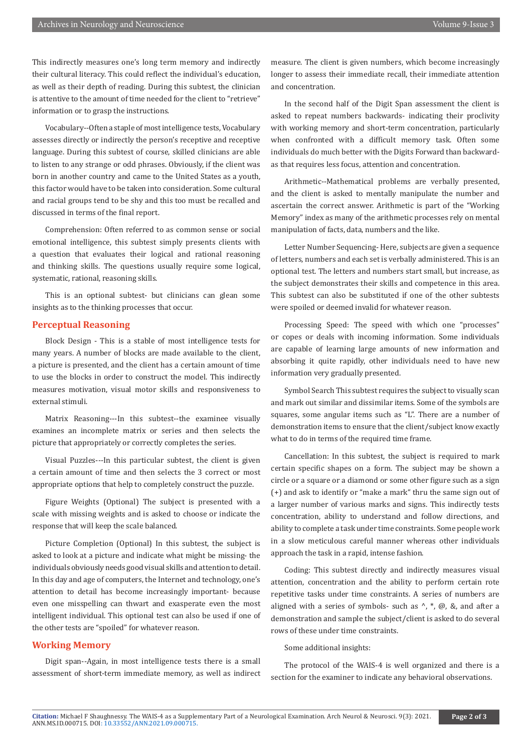This indirectly measures one's long term memory and indirectly their cultural literacy. This could reflect the individual's education, as well as their depth of reading. During this subtest, the clinician is attentive to the amount of time needed for the client to "retrieve" information or to grasp the instructions.

Vocabulary--Often a staple of most intelligence tests, Vocabulary assesses directly or indirectly the person's receptive and receptive language. During this subtest of course, skilled clinicians are able to listen to any strange or odd phrases. Obviously, if the client was born in another country and came to the United States as a youth, this factor would have to be taken into consideration. Some cultural and racial groups tend to be shy and this too must be recalled and discussed in terms of the final report.

Comprehension: Often referred to as common sense or social emotional intelligence, this subtest simply presents clients with a question that evaluates their logical and rational reasoning and thinking skills. The questions usually require some logical, systematic, rational, reasoning skills.

This is an optional subtest- but clinicians can glean some insights as to the thinking processes that occur.

## Perceptual Reasoning

Block Design - This is a stable of most intelligence tests for many years. A number of blocks are made available to the client, a picture is presented, and the client has a certain amount of time to use the blocks in order to construct the model. This indirectly measures motivation, visual motor skills and responsiveness to external stimuli.

Matrix Reasoning---In this subtest--the examinee visually examines an incomplete matrix or series and then selects the picture that appropriately or correctly completes the series.

Visual Puzzles---In this particular subtest, the client is given a certain amount of time and then selects the 3 correct or most appropriate options that help to completely construct the puzzle.

Figure Weights (Optional) The subject is presented with a scale with missing weights and is asked to choose or indicate the response that will keep the scale balanced.

Picture Completion (Optional) In this subtest, the subject is asked to look at a picture and indicate what might be missing- the individuals obviously needs good visual skills and attention to detail. In this day and age of computers, the Internet and technology, one's attention to detail has become increasingly important- because even one misspelling can thwart and exasperate even the most intelligent individual. This optional test can also be used if one of the other tests are "spoiled" for whatever reason.

## Working Memory

Digit span--Again, in most intelligence tests there is a small assessment of short-term immediate memory, as well as indirect measure. The client is given numbers, which become increasingly longer to assess their immediate recall, their immediate attention and concentration.

In the second half of the Digit Span assessment the client is asked to repeat numbers backwards- indicating their proclivity with working memory and short-term concentration, particularly when confronted with a difficult memory task. Often some individuals do much better with the Digits Forward than backward- as that requires less focus, attention and concentration.

Arithmetic--Mathematical problems are verbally presented, and the client is asked to mentally manipulate the number and ascertain the correct answer. Arithmetic is part of the "Working Memory" index as many of the arithmetic processes rely on mental manipulation of facts, data, numbers and the like.

Letter Number Sequencing- Here, subjects are given a sequence of letters, numbers and each set is verbally administered. This is an optional test. The letters and numbers start small, but increase, as the subject demonstrates their skills and competence in this area. This subtest can also be substituted if one of the other subtests were spoiled or deemed invalid for whatever reason.

Processing Speed: The speed with which one "processes" or copes or deals with incoming information. Some individuals are capable of learning large amounts of new information and absorbing it quite rapidly, other individuals need to have new information very gradually presented.

Symbol Search This subtest requires the subject to visually scan and mark out similar and dissimilar items. Some of the symbols are squares, some angular items such as "L". There are a number of demonstration items to ensure that the client/subject know exactly what to do in terms of the required time frame.

Cancellation: In this subtest, the subject is required to mark certain specific shapes on a form. The subject may be shown a circle or a square or a diamond or some other figure such as a sign (+) and ask to identify or "make a mark" thru the same sign out of a larger number of various marks and signs. This indirectly tests concentration, ability to understand and follow directions, and ability to complete a task under time constraints. Some people work in a slow meticulous careful manner whereas other individuals approach the task in a rapid, intense fashion.

Coding: This subtest directly and indirectly measures visual attention, concentration and the ability to perform certain rote repetitive tasks under time constraints. A series of numbers are aligned with a series of symbols- such as ^, *, @, &, and after a demonstration and sample the subject/client is asked to do several rows of these under time constraints.

Some additional insights:

The protocol of the WAIS-4 is well organized and there is a section for the examiner to indicate any behavioral observations.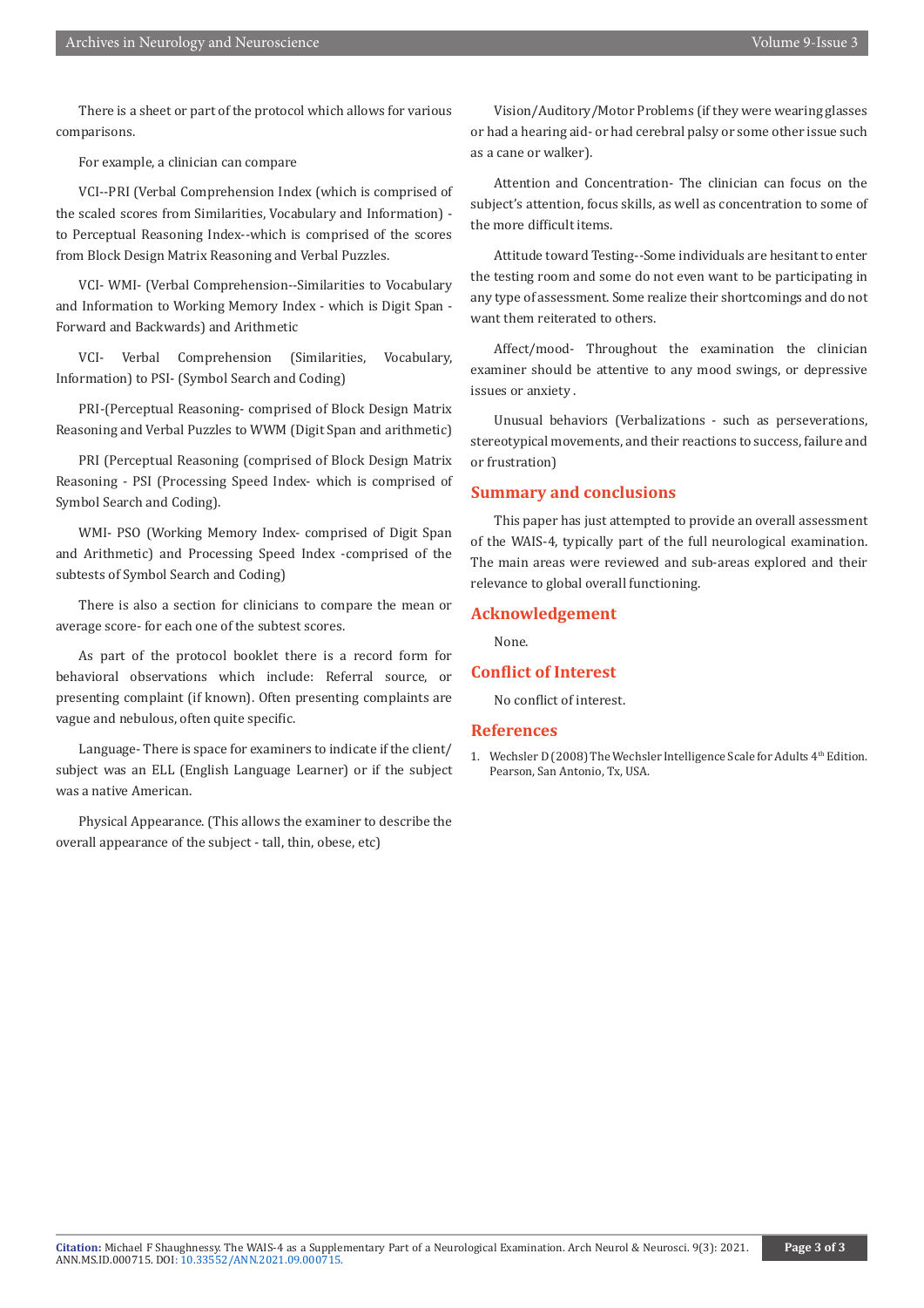There is a sheet or part of the protocol which allows for various comparisons.

For example, a clinician can compare

VCI--PRI (Verbal Comprehension Index (which is comprised of the scaled scores from Similarities, Vocabulary and Information) - to Perceptual Reasoning Index--which is comprised of the scores from Block Design Matrix Reasoning and Verbal Puzzles.

VCI- WMI- (Verbal Comprehension--Similarities to Vocabulary and Information to Working Memory Index - which is Digit Span - Forward and Backwards) and Arithmetic

VCI- Verbal Comprehension (Similarities, Vocabulary, Information) to PSI- (Symbol Search and Coding)

PRI-(Perceptual Reasoning- comprised of Block Design Matrix Reasoning and Verbal Puzzles to WWM (Digit Span and arithmetic)

PRI (Perceptual Reasoning (comprised of Block Design Matrix Reasoning - PSI (Processing Speed Index- which is comprised of Symbol Search and Coding).

WMI- PSO (Working Memory Index- comprised of Digit Span and Arithmetic) and Processing Speed Index -comprised of the subtests of Symbol Search and Coding)

There is also a section for clinicians to compare the mean or average score- for each one of the subtest scores.

As part of the protocol booklet there is a record form for behavioral observations which include: Referral source, or presenting complaint (if known). Often presenting complaints are vague and nebulous, often quite specific.

Language- There is space for examiners to indicate if the client/subject was an ELL (English Language Learner) or if the subject was a native American.

Physical Appearance. (This allows the examiner to describe the overall appearance of the subject - tall, thin, obese, etc)

Vision/Auditory/Motor Problems (if they were wearing glasses or had a hearing aid- or had cerebral palsy or some other issue such as a cane or walker).

Attention and Concentration- The clinician can focus on the subject's attention, focus skills, as well as concentration to some of the more difficult items.

Attitude toward Testing--Some individuals are hesitant to enter the testing room and some do not even want to be participating in any type of assessment. Some realize their shortcomings and do not want them reiterated to others.

Affect/mood- Throughout the examination the clinician examiner should be attentive to any mood swings, or depressive issues or anxiety .

Unusual behaviors (Verbalizations - such as perseverations, stereotypical movements, and their reactions to success, failure and or frustration)

## Summary and conclusions

This paper has just attempted to provide an overall assessment of the WAIS-4, typically part of the full neurological examination. The main areas were reviewed and sub-areas explored and their relevance to global overall functioning.

## Acknowledgement

None.

## Conflict of Interest

No conflict of interest.

## References

1. Wechsler D (2008) The Wechsler Intelligence Scale for Adults 4th Edition. Pearson, San Antonio, Tx, USA.